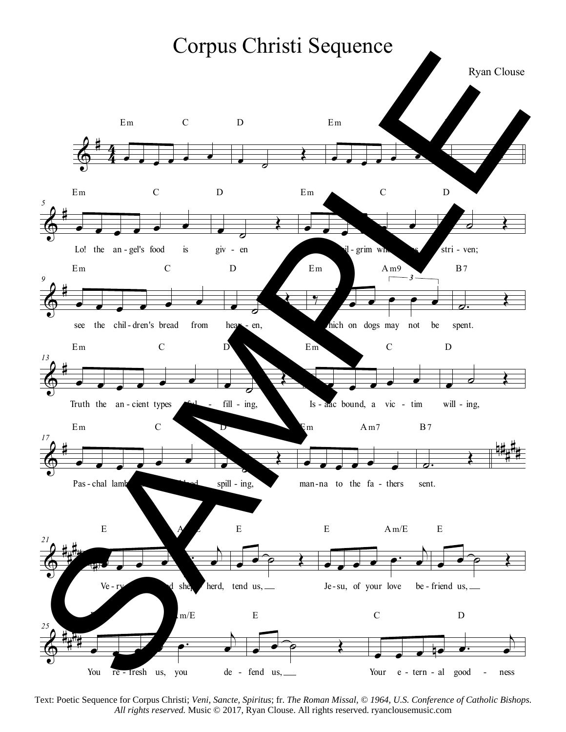# Corpus Christi Sequence

Ryan Clouse

Lo! the angel's food is given ... pilgrim who has striven;

see the children's bread from heaven, ... which on dogs may not be spent.

Truth the ancient types fulfilling, Isaac bound, a victim willing,

Paschal lamb, ... blood spilling, manna to the fathers sent.

Very ... shepherd, tend us, Jesu, of your love befriend us,

You refresh us, you defend us, Your eternal goodness

Text: Poetic Sequence for Corpus Christi; *Veni, Sancte, Spiritus*; fr. *The Roman Missal, © 1964, U.S. Conference of Catholic Bishops. All rights reserved.* Music © 2017, Ryan Clouse. All rights reserved. ryanclousemusic.com